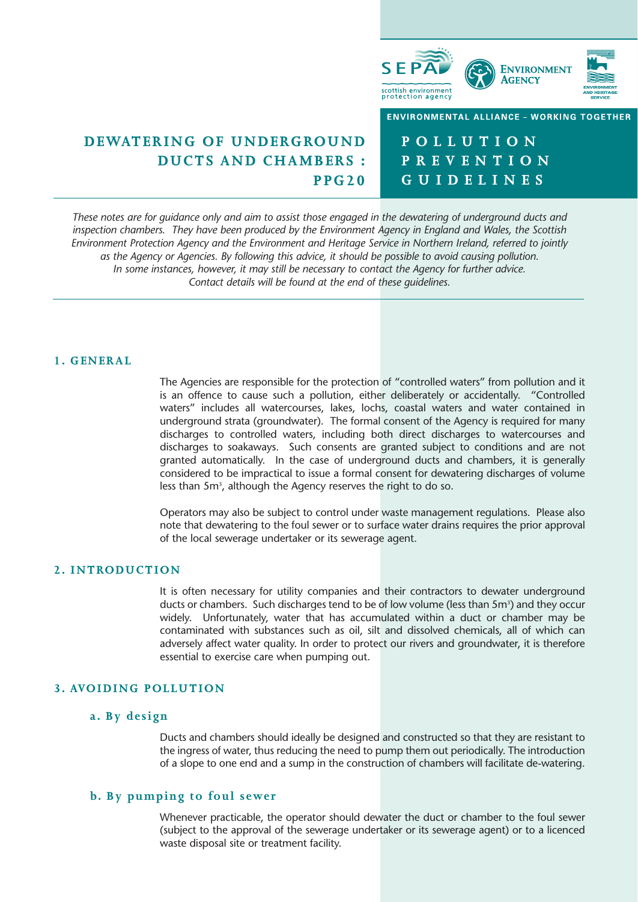SEPA scottish environment protection agency

ENVIRONMENT AGENCY

ENVIRONMENT AND HERITAGE SERVICE

ENVIRONMENTAL ALLIANCE – WORKING TOGETHER

# DEWATERING OF UNDERGROUND DUCTS AND CHAMBERS : PPG20

# POLLUTION PREVENTION GUIDELINES

*These notes are for guidance only and aim to assist those engaged in the dewatering of underground ducts and inspection chambers. They have been produced by the Environment Agency in England and Wales, the Scottish Environment Protection Agency and the Environment and Heritage Service in Northern Ireland, referred to jointly as the Agency or Agencies. By following this advice, it should be possible to avoid causing pollution. In some instances, however, it may still be necessary to contact the Agency for further advice. Contact details will be found at the end of these guidelines.*

## 1. GENERAL

The Agencies are responsible for the protection of "controlled waters" from pollution and it is an offence to cause such a pollution, either deliberately or accidentally. "Controlled waters" includes all watercourses, lakes, lochs, coastal waters and water contained in underground strata (groundwater). The formal consent of the Agency is required for many discharges to controlled waters, including both direct discharges to watercourses and discharges to soakaways. Such consents are granted subject to conditions and are not granted automatically. In the case of underground ducts and chambers, it is generally considered to be impractical to issue a formal consent for dewatering discharges of volume less than $5m^3$, although the Agency reserves the right to do so.

Operators may also be subject to control under waste management regulations. Please also note that dewatering to the foul sewer or to surface water drains requires the prior approval of the local sewerage undertaker or its sewerage agent.

## 2. INTRODUCTION

It is often necessary for utility companies and their contractors to dewater underground ducts or chambers. Such discharges tend to be of low volume (less than $5m^3$) and they occur widely. Unfortunately, water that has accumulated within a duct or chamber may be contaminated with substances such as oil, silt and dissolved chemicals, all of which can adversely affect water quality. In order to protect our rivers and groundwater, it is therefore essential to exercise care when pumping out.

## 3. AVOIDING POLLUTION

### a. By design

Ducts and chambers should ideally be designed and constructed so that they are resistant to the ingress of water, thus reducing the need to pump them out periodically. The introduction of a slope to one end and a sump in the construction of chambers will facilitate de-watering.

### b. By pumping to foul sewer

Whenever practicable, the operator should dewater the duct or chamber to the foul sewer (subject to the approval of the sewerage undertaker or its sewerage agent) or to a licenced waste disposal site or treatment facility.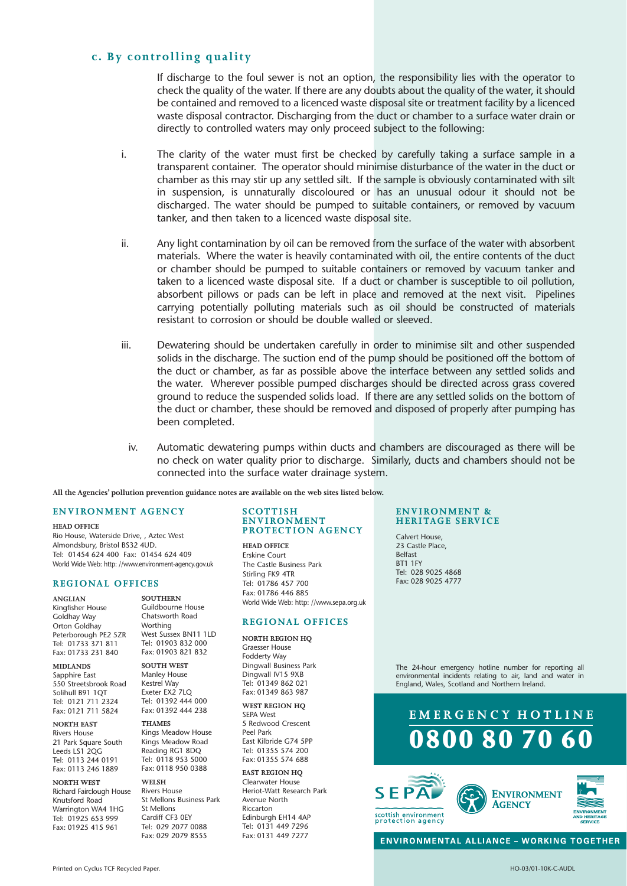### c. By controlling quality

If discharge to the foul sewer is not an option, the responsibility lies with the operator to check the quality of the water. If there are any doubts about the quality of the water, it should be contained and removed to a licenced waste disposal site or treatment facility by a licenced waste disposal contractor. Discharging from the duct or chamber to a surface water drain or directly to controlled waters may only proceed subject to the following:

i. The clarity of the water must first be checked by carefully taking a surface sample in a transparent container. The operator should minimise disturbance of the water in the duct or chamber as this may stir up any settled silt. If the sample is obviously contaminated with silt in suspension, is unnaturally discoloured or has an unusual odour it should not be discharged. The water should be pumped to suitable containers, or removed by vacuum tanker, and then taken to a licenced waste disposal site.

ii. Any light contamination by oil can be removed from the surface of the water with absorbent materials. Where the water is heavily contaminated with oil, the entire contents of the duct or chamber should be pumped to suitable containers or removed by vacuum tanker and taken to a licenced waste disposal site. If a duct or chamber is susceptible to oil pollution, absorbent pillows or pads can be left in place and removed at the next visit. Pipelines carrying potentially polluting materials such as oil should be constructed of materials resistant to corrosion or should be double walled or sleeved.

iii. Dewatering should be undertaken carefully in order to minimise silt and other suspended solids in the discharge. The suction end of the pump should be positioned off the bottom of the duct or chamber, as far as possible above the interface between any settled solids and the water. Wherever possible pumped discharges should be directed across grass covered ground to reduce the suspended solids load. If there are any settled solids on the bottom of the duct or chamber, these should be removed and disposed of properly after pumping has been completed.

iv. Automatic dewatering pumps within ducts and chambers are discouraged as there will be no check on water quality prior to discharge. Similarly, ducts and chambers should not be connected into the surface water drainage system.

**All the Agencies' pollution prevention guidance notes are available on the web sites listed below.**

## ENVIRONMENT AGENCY

**HEAD OFFICE**
Rio House, Waterside Drive, , Aztec West
Almondsbury, Bristol BS32 4UD.
Tel: 01454 624 400 Fax: 01454 624 409
World Wide Web: http: //www.environment-agency.gov.uk

### REGIONAL OFFICES

**ANGLIAN**
Kingfisher House
Goldhay Way
Orton Goldhay
Peterborough PE2 5ZR
Tel: 01733 371 811
Fax: 01733 231 840

**MIDLANDS**
Sapphire East
550 Streetsbrook Road
Solihull B91 1QT
Tel: 0121 711 2324
Fax: 0121 711 5824

**NORTH EAST**
Rivers House
21 Park Square South
Leeds LS1 2QG
Tel: 0113 244 0191
Fax: 0113 246 1889

**NORTH WEST**
Richard Fairclough House
Knutsford Road
Warrington WA4 1HG
Tel: 01925 653 999
Fax: 01925 415 961

**SOUTHERN**
Guildbourne House
Chatsworth Road
Worthing
West Sussex BN11 1LD
Tel: 01903 832 000
Fax: 01903 821 832

**SOUTH WEST**
Manley House
Kestrel Way
Exeter EX2 7LQ
Tel: 01392 444 000
Fax: 01392 444 238

**THAMES**
Kings Meadow House
Kings Meadow Road
Reading RG1 8DQ
Tel: 0118 953 5000
Fax: 0118 950 0388

**WELSH**
Rivers House
St Mellons Business Park
St Mellons
Cardiff CF3 0EY
Tel: 029 2077 0088
Fax: 029 2079 8555

## SCOTTISH ENVIRONMENT PROTECTION AGENCY

**HEAD OFFICE**
Erskine Court
The Castle Business Park
Stirling FK9 4TR
Tel: 01786 457 700
Fax: 01786 446 885
World Wide Web: http: //www.sepa.org.uk

### REGIONAL OFFICES

**NORTH REGION HQ**
Graesser House
Fodderty Way
Dingwall Business Park
Dingwall IV15 9XB
Tel: 01349 862 021
Fax: 01349 863 987

**WEST REGION HQ**
SEPA West
5 Redwood Crescent
Peel Park
East Kilbride G74 5PP
Tel: 01355 574 200
Fax: 01355 574 688

**EAST REGION HQ**
Clearwater House
Heriot-Watt Research Park
Avenue North
Riccarton
Edinburgh EH14 4AP
Tel: 0131 449 7296
Fax: 0131 449 7277

## ENVIRONMENT & HERITAGE SERVICE

Calvert House,
23 Castle Place,
Belfast
BT1 1FY
Tel: 028 9025 4868
Fax: 028 9025 4777

The 24-hour emergency hotline number for reporting all environmental incidents relating to air, land and water in England, Wales, Scotland and Northern Ireland.

## EMERGENCY HOTLINE
## 0800 80 70 60

**ENVIRONMENTAL ALLIANCE – WORKING TOGETHER**

Printed on Cyclus TCF Recycled Paper.

HO-03/01-10K-C-AUDL